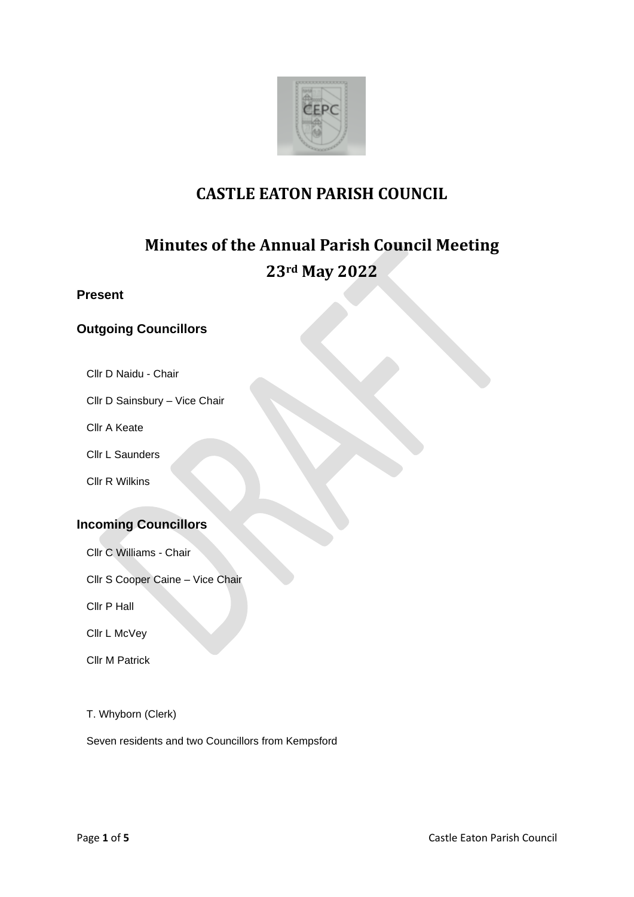# CASTLE EATON PARISH COUNCIL

## Minutes of the Annual Parish Council Meeting

## 23rd May 2022

### Present

### Outgoing Councillors

Cllr D Naidu - Chair

Cllr D Sainsbury – Vice Chair

Cllr A Keate

Cllr L Saunders

Cllr R Wilkins

### Incoming Councillors

Cllr C Williams - Chair

Cllr S Cooper Caine – Vice Chair

Cllr P Hall

Cllr L McVey

Cllr M Patrick

T. Whyborn (Clerk)

Seven residents and two Councillors from Kempsford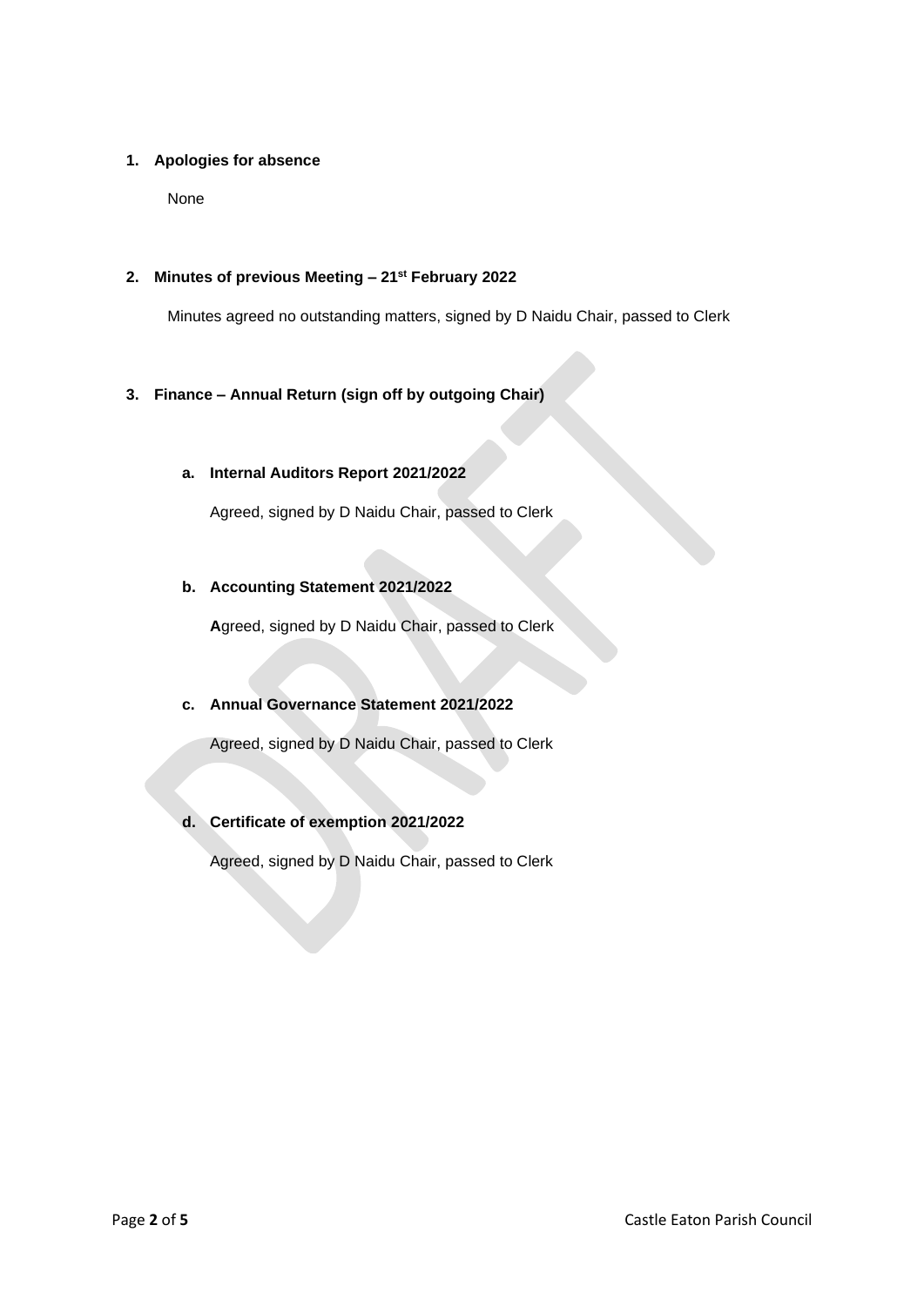1. **Apologies for absence**

   None

2. **Minutes of previous Meeting – 21st February 2022**

   Minutes agreed no outstanding matters, signed by D Naidu Chair, passed to Clerk

3. **Finance – Annual Return (sign off by outgoing Chair)**

   a. **Internal Auditors Report 2021/2022**

      Agreed, signed by D Naidu Chair, passed to Clerk

   b. **Accounting Statement 2021/2022**

      **A**greed, signed by D Naidu Chair, passed to Clerk

   c. **Annual Governance Statement 2021/2022**

      Agreed, signed by D Naidu Chair, passed to Clerk

   d. **Certificate of exemption 2021/2022**

      Agreed, signed by D Naidu Chair, passed to Clerk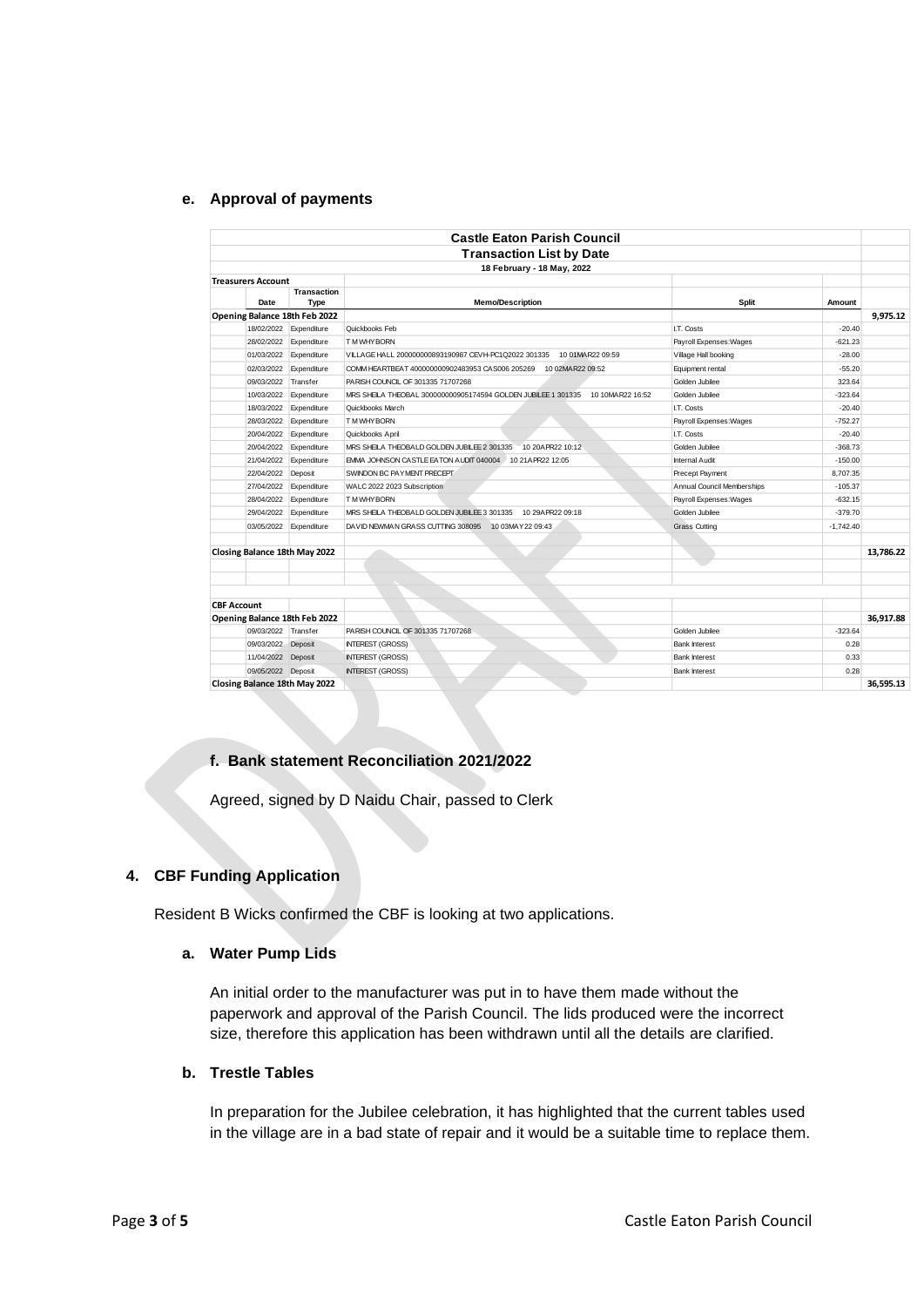### e. Approval of payments

| Castle Eaton Parish Council | | | | | |
|---|---|---|---|---|---|
| **Transaction List by Date** | | | | | |
| **18 February - 18 May, 2022** | | | | | |
| **Treasurers Account** | | | | | |
| **Date** | **Transaction Type** | **Memo/Description** | **Split** | **Amount** | |
| **Opening Balance 18th Feb 2022** | | | | | **9,975.12** |
| 18/02/2022 | Expenditure | Quickbooks Feb | I.T. Costs | -20.40 | |
| 28/02/2022 | Expenditure | T M WHYBORN | Payroll Expenses:Wages | -621.23 | |
| 01/03/2022 | Expenditure | VILLAGE HALL 200000000893190987 CEVH-PC1Q2022 301335 10 01MAR22 09:59 | Village Hall booking | -28.00 | |
| 02/03/2022 | Expenditure | COMM HEARTBEAT 400000000902483953 CAS006 205269 10 02MAR22 09:52 | Equipment rental | -55.20 | |
| 09/03/2022 | Transfer | PARISH COUNCIL OF 301335 71707268 | Golden Jubilee | 323.64 | |
| 10/03/2022 | Expenditure | MRS SHEILA THEOBAL 300000000905174594 GOLDEN JUBILEE 1 301335 10 10MAR22 16:52 | Golden Jubilee | -323.64 | |
| 18/03/2022 | Expenditure | Quickbooks March | I.T. Costs | -20.40 | |
| 28/03/2022 | Expenditure | T M WHYBORN | Payroll Expenses:Wages | -752.27 | |
| 20/04/2022 | Expenditure | Quickbooks April | I.T. Costs | -20.40 | |
| 20/04/2022 | Expenditure | MRS SHEILA THEOBALD GOLDEN JUBILEE 2 301335 10 20APR22 10:12 | Golden Jubilee | -368.73 | |
| 21/04/2022 | Expenditure | EMMA JOHNSON CASTLE EATON AUDIT 040004 10 21APR22 12:05 | Internal Audit | -150.00 | |
| 22/04/2022 | Deposit | SWINDON BC PAYMENT PRECEPT | Precept Payment | 8,707.35 | |
| 27/04/2022 | Expenditure | WALC 2022 2023 Subscription | Annual Council Memberships | -105.37 | |
| 28/04/2022 | Expenditure | T M WHYBORN | Payroll Expenses:Wages | -632.15 | |
| 29/04/2022 | Expenditure | MRS SHEILA THEOBALD GOLDEN JUBILEE 3 301335 10 29APR22 09:18 | Golden Jubilee | -379.70 | |
| 03/05/2022 | Expenditure | DAVID NEWMAN GRASS CUTTING 308095 10 03MAY22 09:43 | Grass Cutting | -1,742.40 | |
| **Closing Balance 18th May 2022** | | | | | **13,786.22** |
| **CBF Account** | | | | | |
| **Opening Balance 18th Feb 2022** | | | | | **36,917.88** |
| 09/03/2022 | Transfer | PARISH COUNCIL OF 301335 71707268 | Golden Jubilee | -323.64 | |
| 09/03/2022 | Deposit | INTEREST (GROSS) | Bank Interest | 0.28 | |
| 11/04/2022 | Deposit | INTEREST (GROSS) | Bank Interest | 0.33 | |
| 09/05/2022 | Deposit | INTEREST (GROSS) | Bank Interest | 0.28 | |
| **Closing Balance 18th May 2022** | | | | | **36,595.13** |

### f. Bank statement Reconciliation 2021/2022

Agreed, signed by D Naidu Chair, passed to Clerk

## 4. CBF Funding Application

Resident B Wicks confirmed the CBF is looking at two applications.

### a. Water Pump Lids

An initial order to the manufacturer was put in to have them made without the paperwork and approval of the Parish Council. The lids produced were the incorrect size, therefore this application has been withdrawn until all the details are clarified.

### b. Trestle Tables

In preparation for the Jubilee celebration, it has highlighted that the current tables used in the village are in a bad state of repair and it would be a suitable time to replace them.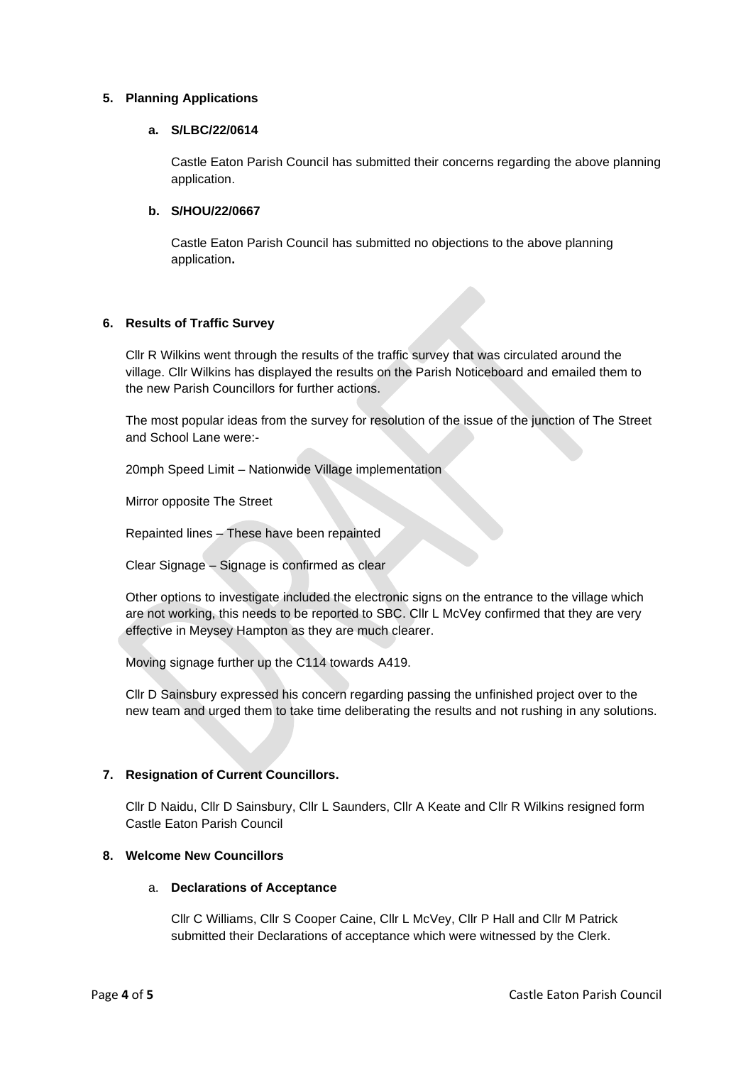## 5. Planning Applications

### a. S/LBC/22/0614

Castle Eaton Parish Council has submitted their concerns regarding the above planning application.

### b. S/HOU/22/0667

Castle Eaton Parish Council has submitted no objections to the above planning application**.**

## 6. Results of Traffic Survey

Cllr R Wilkins went through the results of the traffic survey that was circulated around the village. Cllr Wilkins has displayed the results on the Parish Noticeboard and emailed them to the new Parish Councillors for further actions.

The most popular ideas from the survey for resolution of the issue of the junction of The Street and School Lane were:-

20mph Speed Limit – Nationwide Village implementation

Mirror opposite The Street

Repainted lines – These have been repainted

Clear Signage – Signage is confirmed as clear

Other options to investigate included the electronic signs on the entrance to the village which are not working, this needs to be reported to SBC. Cllr L McVey confirmed that they are very effective in Meysey Hampton as they are much clearer.

Moving signage further up the C114 towards A419.

Cllr D Sainsbury expressed his concern regarding passing the unfinished project over to the new team and urged them to take time deliberating the results and not rushing in any solutions.

## 7. Resignation of Current Councillors.

Cllr D Naidu, Cllr D Sainsbury, Cllr L Saunders, Cllr A Keate and Cllr R Wilkins resigned form Castle Eaton Parish Council

## 8. Welcome New Councillors

### a. Declarations of Acceptance

Cllr C Williams, Cllr S Cooper Caine, Cllr L McVey, Cllr P Hall and Cllr M Patrick submitted their Declarations of acceptance which were witnessed by the Clerk.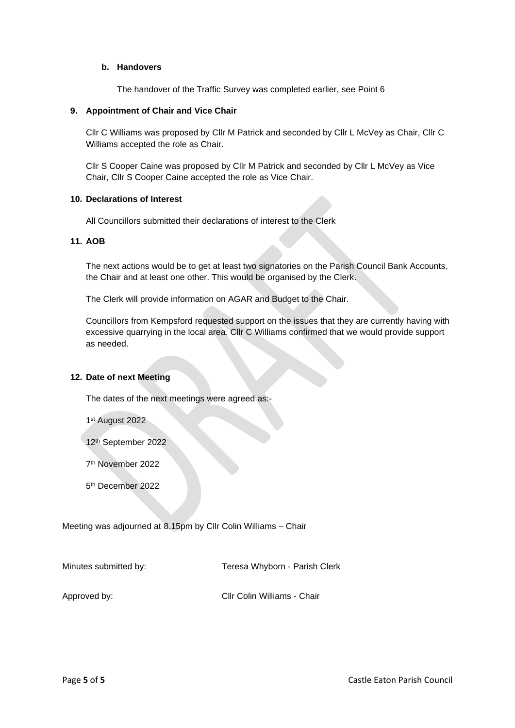**b. Handovers**

The handover of the Traffic Survey was completed earlier, see Point 6

**9. Appointment of Chair and Vice Chair**

Cllr C Williams was proposed by Cllr M Patrick and seconded by Cllr L McVey as Chair, Cllr C Williams accepted the role as Chair.

Cllr S Cooper Caine was proposed by Cllr M Patrick and seconded by Cllr L McVey as Vice Chair, Cllr S Cooper Caine accepted the role as Vice Chair.

**10. Declarations of Interest**

All Councillors submitted their declarations of interest to the Clerk

**11. AOB**

The next actions would be to get at least two signatories on the Parish Council Bank Accounts, the Chair and at least one other. This would be organised by the Clerk.

The Clerk will provide information on AGAR and Budget to the Chair.

Councillors from Kempsford requested support on the issues that they are currently having with excessive quarrying in the local area. Cllr C Williams confirmed that we would provide support as needed.

**12. Date of next Meeting**

The dates of the next meetings were agreed as:-

1st August 2022

12th September 2022

7th November 2022

5th December 2022

Meeting was adjourned at 8.15pm by Cllr Colin Williams – Chair

Minutes submitted by: Teresa Whyborn - Parish Clerk

Approved by: Cllr Colin Williams - Chair